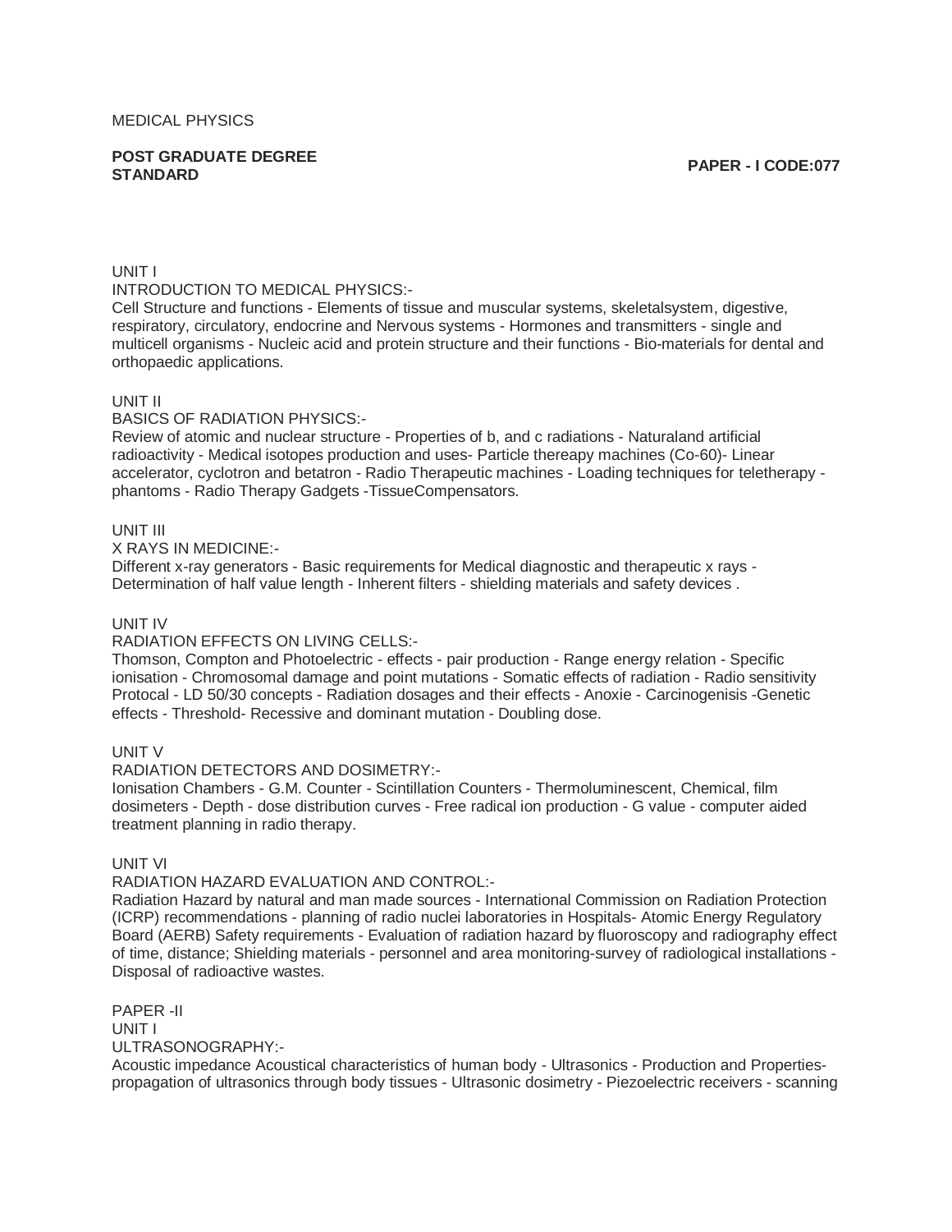MEDICAL PHYSICS

**POST GRADUATE DEGREE STANDARD** **PAPER - I CODE:077**

UNIT I

INTRODUCTION TO MEDICAL PHYSICS:-

Cell Structure and functions - Elements of tissue and muscular systems, skeletalsystem, digestive, respiratory, circulatory, endocrine and Nervous systems - Hormones and transmitters - single and multicell organisms - Nucleic acid and protein structure and their functions - Bio-materials for dental and orthopaedic applications.

UNIT II

BASICS OF RADIATION PHYSICS:-

Review of atomic and nuclear structure - Properties of b, and c radiations - Naturaland artificial radioactivity - Medical isotopes production and uses- Particle thereapy machines (Co-60)- Linear accelerator, cyclotron and betatron - Radio Therapeutic machines - Loading techniques for teletherapy - phantoms - Radio Therapy Gadgets -TissueCompensators.

UNIT III

X RAYS IN MEDICINE:-

Different x-ray generators - Basic requirements for Medical diagnostic and therapeutic x rays - Determination of half value length - Inherent filters - shielding materials and safety devices .

UNIT IV

RADIATION EFFECTS ON LIVING CELLS:-

Thomson, Compton and Photoelectric - effects - pair production - Range energy relation - Specific ionisation - Chromosomal damage and point mutations - Somatic effects of radiation - Radio sensitivity Protocal - LD 50/30 concepts - Radiation dosages and their effects - Anoxie - Carcinogenisis -Genetic effects - Threshold- Recessive and dominant mutation - Doubling dose.

UNIT V

RADIATION DETECTORS AND DOSIMETRY:-

Ionisation Chambers - G.M. Counter - Scintillation Counters - Thermoluminescent, Chemical, film dosimeters - Depth - dose distribution curves - Free radical ion production - G value - computer aided treatment planning in radio therapy.

UNIT VI

RADIATION HAZARD EVALUATION AND CONTROL:-

Radiation Hazard by natural and man made sources - International Commission on Radiation Protection (ICRP) recommendations - planning of radio nuclei laboratories in Hospitals- Atomic Energy Regulatory Board (AERB) Safety requirements - Evaluation of radiation hazard by fluoroscopy and radiography effect of time, distance; Shielding materials - personnel and area monitoring-survey of radiological installations - Disposal of radioactive wastes.

PAPER -II

UNIT I

ULTRASONOGRAPHY:-

Acoustic impedance Acoustical characteristics of human body - Ultrasonics - Production and Properties- propagation of ultrasonics through body tissues - Ultrasonic dosimetry - Piezoelectric receivers - scanning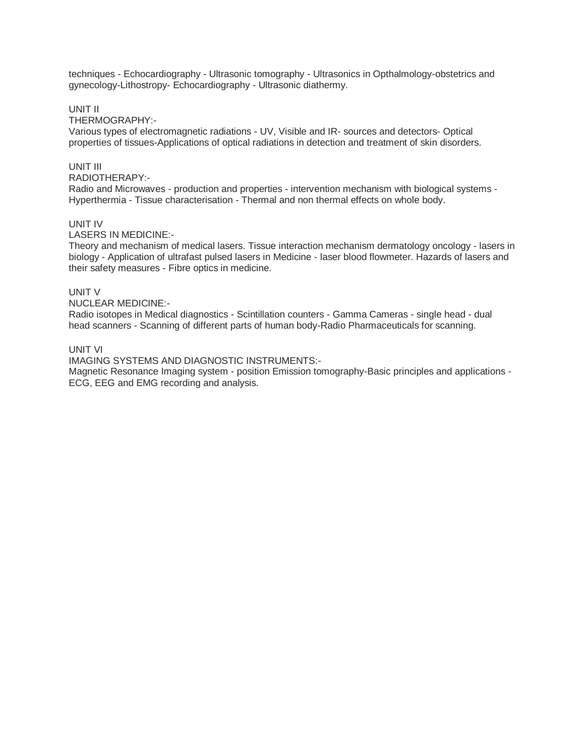techniques - Echocardiography - Ultrasonic tomography - Ultrasonics in Opthalmology-obstetrics and gynecology-Lithostropy- Echocardiography - Ultrasonic diathermy.

UNIT II

THERMOGRAPHY:-

Various types of electromagnetic radiations - UV, Visible and IR- sources and detectors- Optical properties of tissues-Applications of optical radiations in detection and treatment of skin disorders.

UNIT III

RADIOTHERAPY:-

Radio and Microwaves - production and properties - intervention mechanism with biological systems - Hyperthermia - Tissue characterisation - Thermal and non thermal effects on whole body.

UNIT IV

LASERS IN MEDICINE:-

Theory and mechanism of medical lasers. Tissue interaction mechanism dermatology oncology - lasers in biology - Application of ultrafast pulsed lasers in Medicine - laser blood flowmeter. Hazards of lasers and their safety measures - Fibre optics in medicine.

UNIT V

NUCLEAR MEDICINE:-

Radio isotopes in Medical diagnostics - Scintillation counters - Gamma Cameras - single head - dual head scanners - Scanning of different parts of human body-Radio Pharmaceuticals for scanning.

UNIT VI

IMAGING SYSTEMS AND DIAGNOSTIC INSTRUMENTS:-

Magnetic Resonance Imaging system - position Emission tomography-Basic principles and applications - ECG, EEG and EMG recording and analysis.